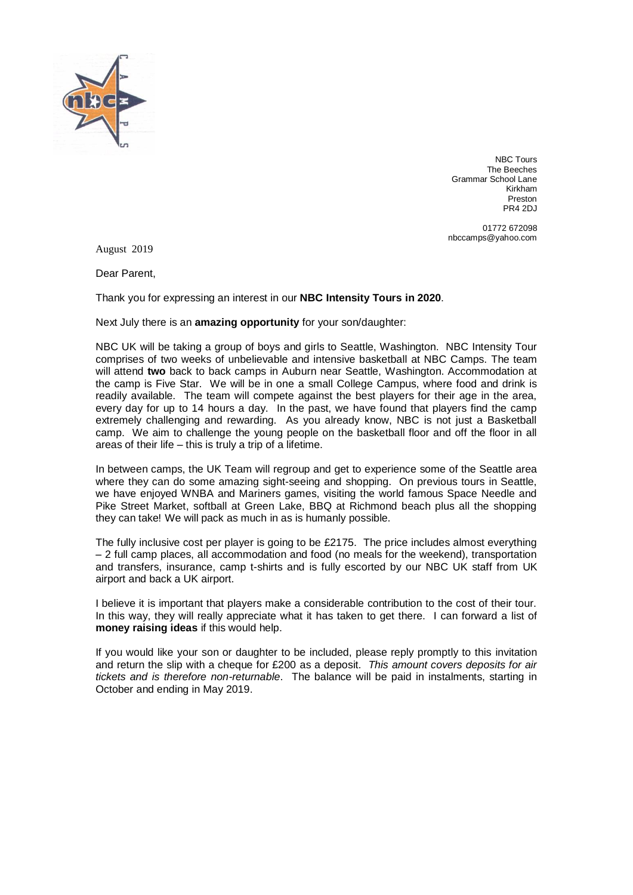NBC Tours
The Beeches
Grammar School Lane
Kirkham
Preston
PR4 2DJ

01772 672098
nbccamps@yahoo.com

August 2019

Dear Parent,

Thank you for expressing an interest in our **NBC Intensity Tours in 2020**.

Next July there is an **amazing opportunity** for your son/daughter:

NBC UK will be taking a group of boys and girls to Seattle, Washington. NBC Intensity Tour comprises of two weeks of unbelievable and intensive basketball at NBC Camps. The team will attend **two** back to back camps in Auburn near Seattle, Washington. Accommodation at the camp is Five Star. We will be in one a small College Campus, where food and drink is readily available. The team will compete against the best players for their age in the area, every day for up to 14 hours a day. In the past, we have found that players find the camp extremely challenging and rewarding. As you already know, NBC is not just a Basketball camp. We aim to challenge the young people on the basketball floor and off the floor in all areas of their life – this is truly a trip of a lifetime.

In between camps, the UK Team will regroup and get to experience some of the Seattle area where they can do some amazing sight-seeing and shopping. On previous tours in Seattle, we have enjoyed WNBA and Mariners games, visiting the world famous Space Needle and Pike Street Market, softball at Green Lake, BBQ at Richmond beach plus all the shopping they can take! We will pack as much in as is humanly possible.

The fully inclusive cost per player is going to be £2175. The price includes almost everything – 2 full camp places, all accommodation and food (no meals for the weekend), transportation and transfers, insurance, camp t-shirts and is fully escorted by our NBC UK staff from UK airport and back a UK airport.

I believe it is important that players make a considerable contribution to the cost of their tour. In this way, they will really appreciate what it has taken to get there. I can forward a list of **money raising ideas** if this would help.

If you would like your son or daughter to be included, please reply promptly to this invitation and return the slip with a cheque for £200 as a deposit. *This amount covers deposits for air tickets and is therefore non-returnable*. The balance will be paid in instalments, starting in October and ending in May 2019.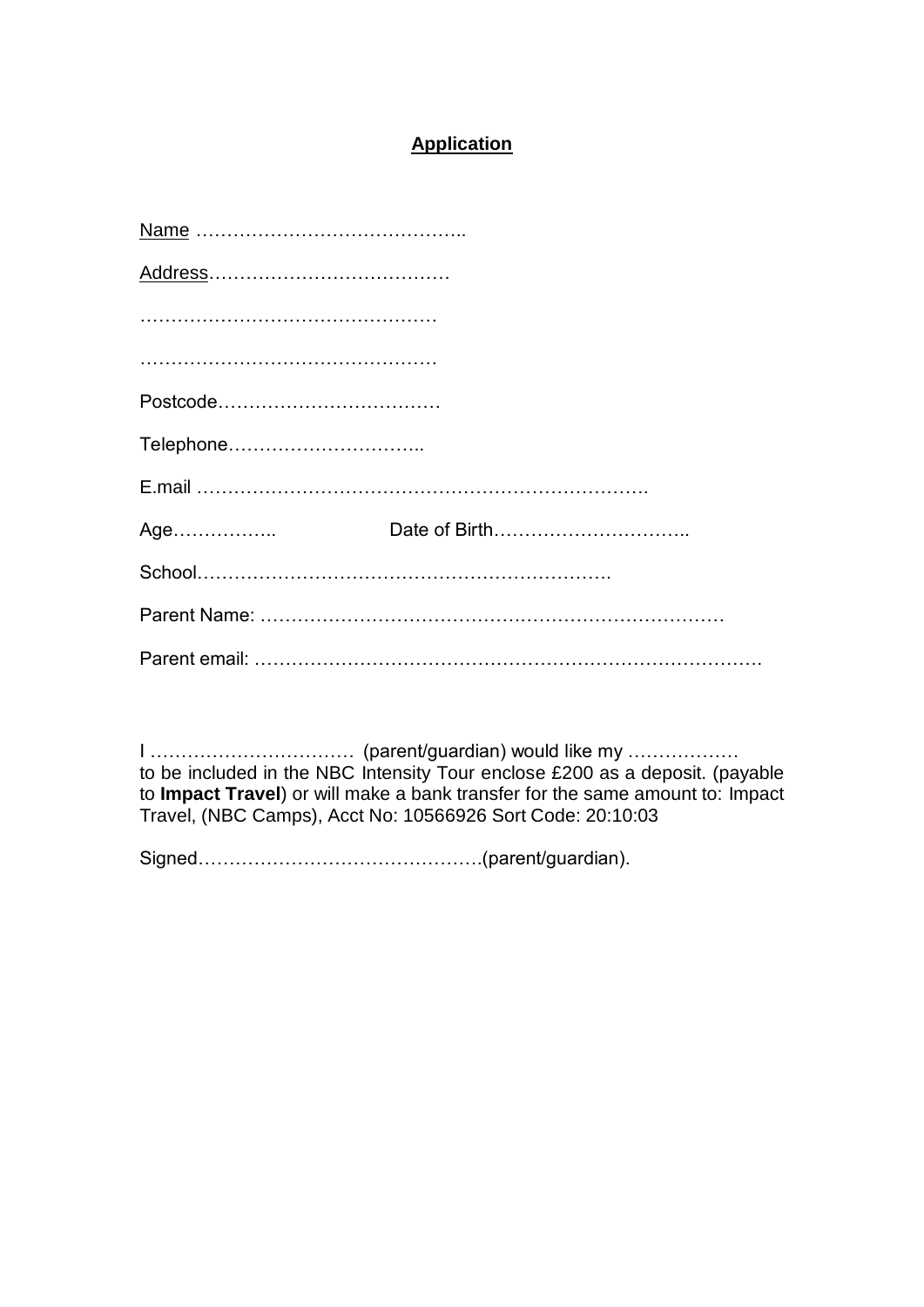**Application**

Name ……………………………………..

Address…………………………………

…………………………………………

…………………………………………

Postcode………………………………

Telephone…………………………..

E.mail ……………………………………………………………….

Age…………….. Date of Birth…………………………..

School………………………………………………………….

Parent Name: …………………………………………………………………

Parent email: ……………………………………………………………………….

I …………………………… (parent/guardian) would like my ……………… to be included in the NBC Intensity Tour enclose £200 as a deposit. (payable to **Impact Travel**) or will make a bank transfer for the same amount to: Impact Travel, (NBC Camps), Acct No: 10566926 Sort Code: 20:10:03

Signed……………………………………….(parent/guardian).